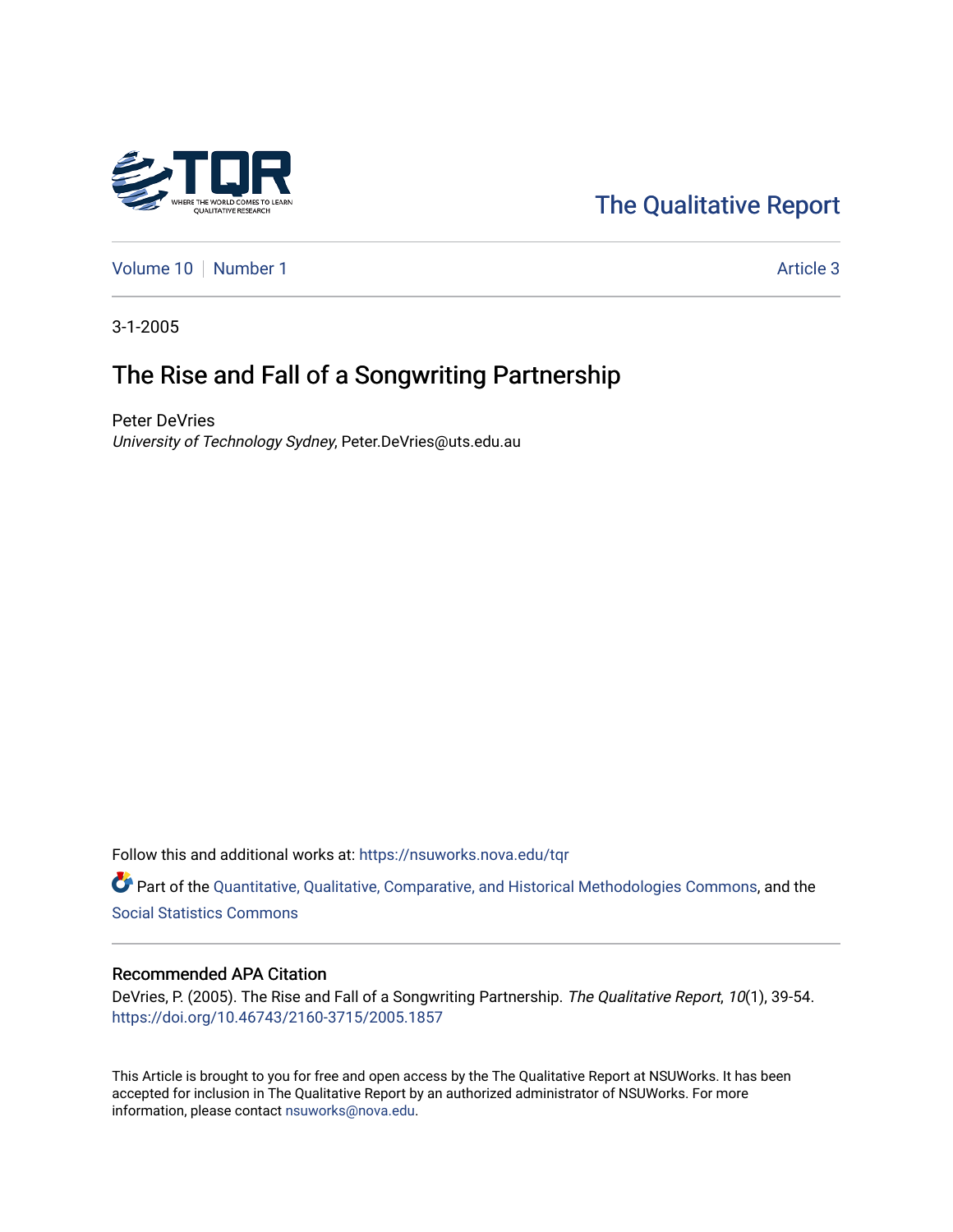The Qualitative Report

Volume 10 | Number 1 | Article 3

3-1-2005

# The Rise and Fall of a Songwriting Partnership

Peter DeVries
*University of Technology Sydney*, Peter.DeVries@uts.edu.au

Follow this and additional works at: https://nsuworks.nova.edu/tqr

Part of the Quantitative, Qualitative, Comparative, and Historical Methodologies Commons, and the Social Statistics Commons

## Recommended APA Citation

DeVries, P. (2005). The Rise and Fall of a Songwriting Partnership. *The Qualitative Report*, *10*(1), 39-54. https://doi.org/10.46743/2160-3715/2005.1857

This Article is brought to you for free and open access by the The Qualitative Report at NSUWorks. It has been accepted for inclusion in The Qualitative Report by an authorized administrator of NSUWorks. For more information, please contact nsuworks@nova.edu.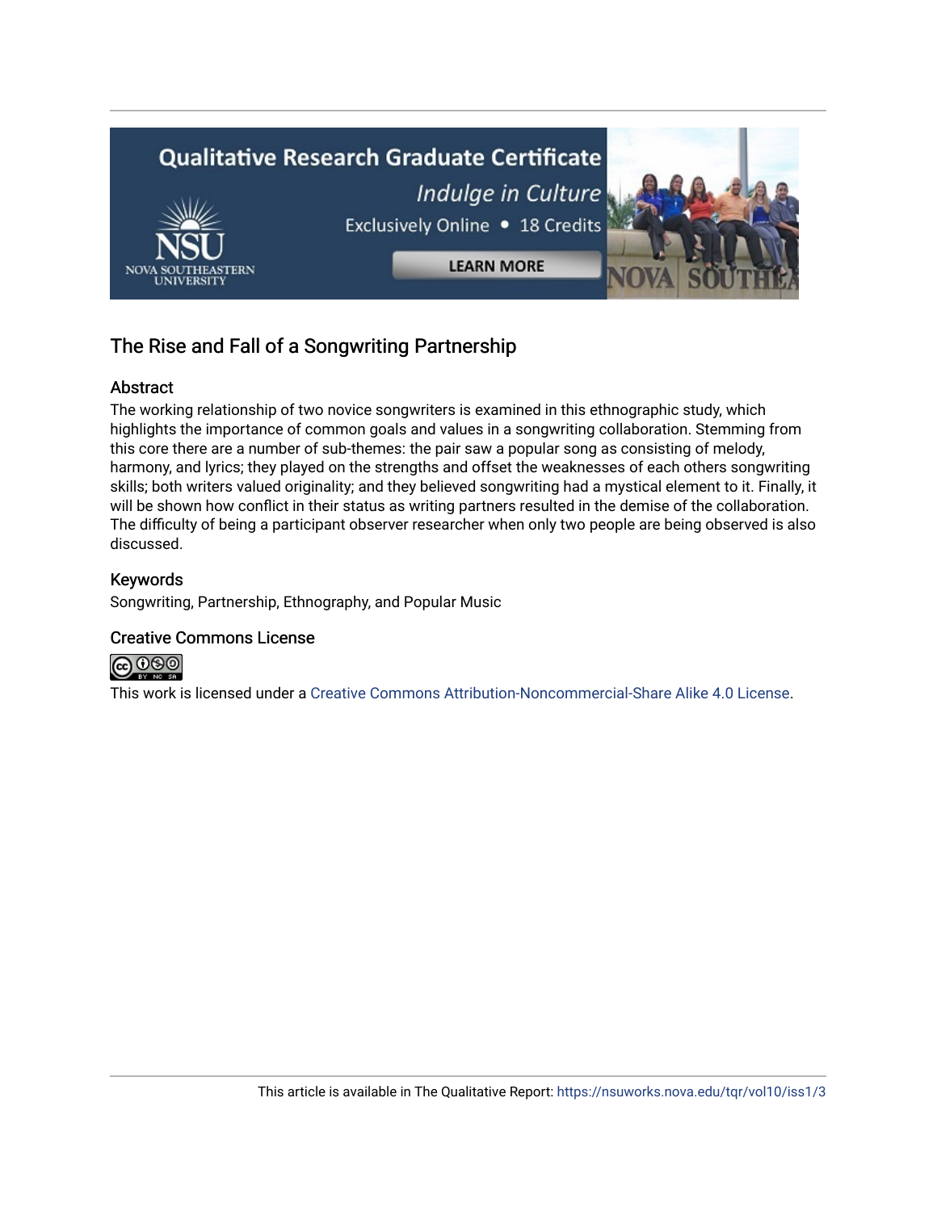## The Rise and Fall of a Songwriting Partnership

### Abstract

The working relationship of two novice songwriters is examined in this ethnographic study, which highlights the importance of common goals and values in a songwriting collaboration. Stemming from this core there are a number of sub-themes: the pair saw a popular song as consisting of melody, harmony, and lyrics; they played on the strengths and offset the weaknesses of each others songwriting skills; both writers valued originality; and they believed songwriting had a mystical element to it. Finally, it will be shown how conflict in their status as writing partners resulted in the demise of the collaboration. The difficulty of being a participant observer researcher when only two people are being observed is also discussed.

### Keywords

Songwriting, Partnership, Ethnography, and Popular Music

### Creative Commons License

This work is licensed under a Creative Commons Attribution-Noncommercial-Share Alike 4.0 License.

This article is available in The Qualitative Report: https://nsuworks.nova.edu/tqr/vol10/iss1/3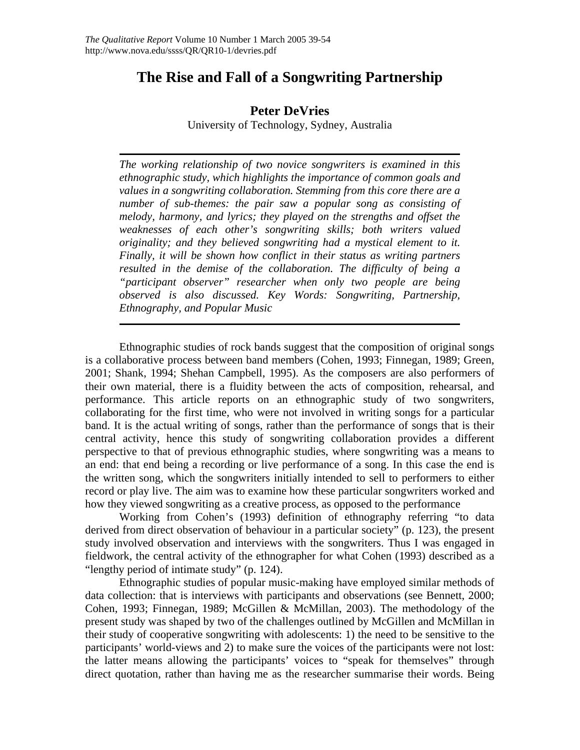# The Rise and Fall of a Songwriting Partnership

**Peter DeVries**

University of Technology, Sydney, Australia

*The working relationship of two novice songwriters is examined in this ethnographic study, which highlights the importance of common goals and values in a songwriting collaboration. Stemming from this core there are a number of sub-themes: the pair saw a popular song as consisting of melody, harmony, and lyrics; they played on the strengths and offset the weaknesses of each other's songwriting skills; both writers valued originality; and they believed songwriting had a mystical element to it. Finally, it will be shown how conflict in their status as writing partners resulted in the demise of the collaboration. The difficulty of being a "participant observer" researcher when only two people are being observed is also discussed. Key Words: Songwriting, Partnership, Ethnography, and Popular Music*

Ethnographic studies of rock bands suggest that the composition of original songs is a collaborative process between band members (Cohen, 1993; Finnegan, 1989; Green, 2001; Shank, 1994; Shehan Campbell, 1995). As the composers are also performers of their own material, there is a fluidity between the acts of composition, rehearsal, and performance. This article reports on an ethnographic study of two songwriters, collaborating for the first time, who were not involved in writing songs for a particular band. It is the actual writing of songs, rather than the performance of songs that is their central activity, hence this study of songwriting collaboration provides a different perspective to that of previous ethnographic studies, where songwriting was a means to an end: that end being a recording or live performance of a song. In this case the end is the written song, which the songwriters initially intended to sell to performers to either record or play live. The aim was to examine how these particular songwriters worked and how they viewed songwriting as a creative process, as opposed to the performance

Working from Cohen's (1993) definition of ethnography referring "to data derived from direct observation of behaviour in a particular society" (p. 123), the present study involved observation and interviews with the songwriters. Thus I was engaged in fieldwork, the central activity of the ethnographer for what Cohen (1993) described as a "lengthy period of intimate study" (p. 124).

Ethnographic studies of popular music-making have employed similar methods of data collection: that is interviews with participants and observations (see Bennett, 2000; Cohen, 1993; Finnegan, 1989; McGillen & McMillan, 2003). The methodology of the present study was shaped by two of the challenges outlined by McGillen and McMillan in their study of cooperative songwriting with adolescents: 1) the need to be sensitive to the participants' world-views and 2) to make sure the voices of the participants were not lost: the latter means allowing the participants' voices to "speak for themselves" through direct quotation, rather than having me as the researcher summarise their words. Being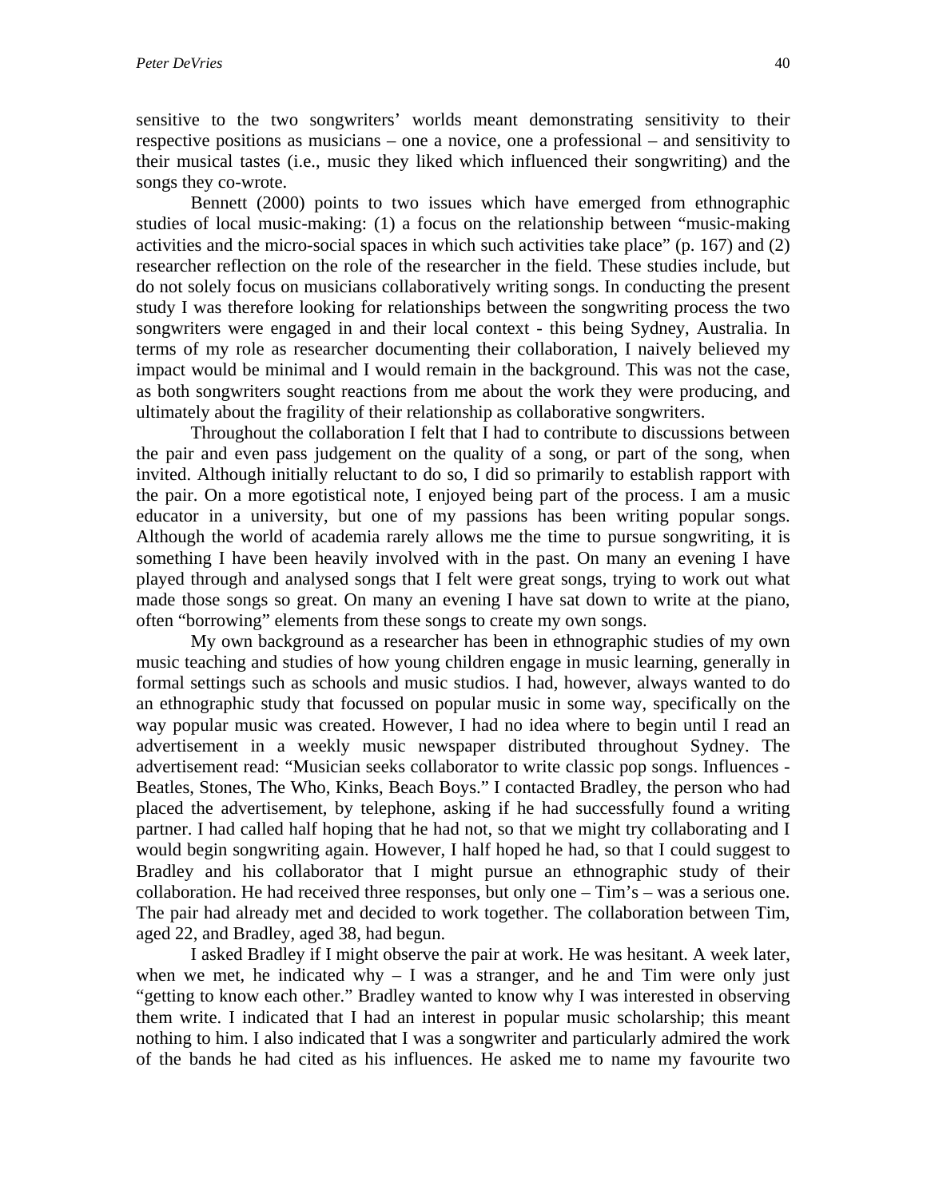sensitive to the two songwriters' worlds meant demonstrating sensitivity to their respective positions as musicians – one a novice, one a professional – and sensitivity to their musical tastes (i.e., music they liked which influenced their songwriting) and the songs they co-wrote.

Bennett (2000) points to two issues which have emerged from ethnographic studies of local music-making: (1) a focus on the relationship between "music-making activities and the micro-social spaces in which such activities take place" (p. 167) and (2) researcher reflection on the role of the researcher in the field. These studies include, but do not solely focus on musicians collaboratively writing songs. In conducting the present study I was therefore looking for relationships between the songwriting process the two songwriters were engaged in and their local context - this being Sydney, Australia. In terms of my role as researcher documenting their collaboration, I naively believed my impact would be minimal and I would remain in the background. This was not the case, as both songwriters sought reactions from me about the work they were producing, and ultimately about the fragility of their relationship as collaborative songwriters.

Throughout the collaboration I felt that I had to contribute to discussions between the pair and even pass judgement on the quality of a song, or part of the song, when invited. Although initially reluctant to do so, I did so primarily to establish rapport with the pair. On a more egotistical note, I enjoyed being part of the process. I am a music educator in a university, but one of my passions has been writing popular songs. Although the world of academia rarely allows me the time to pursue songwriting, it is something I have been heavily involved with in the past. On many an evening I have played through and analysed songs that I felt were great songs, trying to work out what made those songs so great. On many an evening I have sat down to write at the piano, often "borrowing" elements from these songs to create my own songs.

My own background as a researcher has been in ethnographic studies of my own music teaching and studies of how young children engage in music learning, generally in formal settings such as schools and music studios. I had, however, always wanted to do an ethnographic study that focussed on popular music in some way, specifically on the way popular music was created. However, I had no idea where to begin until I read an advertisement in a weekly music newspaper distributed throughout Sydney. The advertisement read: "Musician seeks collaborator to write classic pop songs. Influences - Beatles, Stones, The Who, Kinks, Beach Boys." I contacted Bradley, the person who had placed the advertisement, by telephone, asking if he had successfully found a writing partner. I had called half hoping that he had not, so that we might try collaborating and I would begin songwriting again. However, I half hoped he had, so that I could suggest to Bradley and his collaborator that I might pursue an ethnographic study of their collaboration. He had received three responses, but only one – Tim's – was a serious one. The pair had already met and decided to work together. The collaboration between Tim, aged 22, and Bradley, aged 38, had begun.

I asked Bradley if I might observe the pair at work. He was hesitant. A week later, when we met, he indicated why – I was a stranger, and he and Tim were only just "getting to know each other." Bradley wanted to know why I was interested in observing them write. I indicated that I had an interest in popular music scholarship; this meant nothing to him. I also indicated that I was a songwriter and particularly admired the work of the bands he had cited as his influences. He asked me to name my favourite two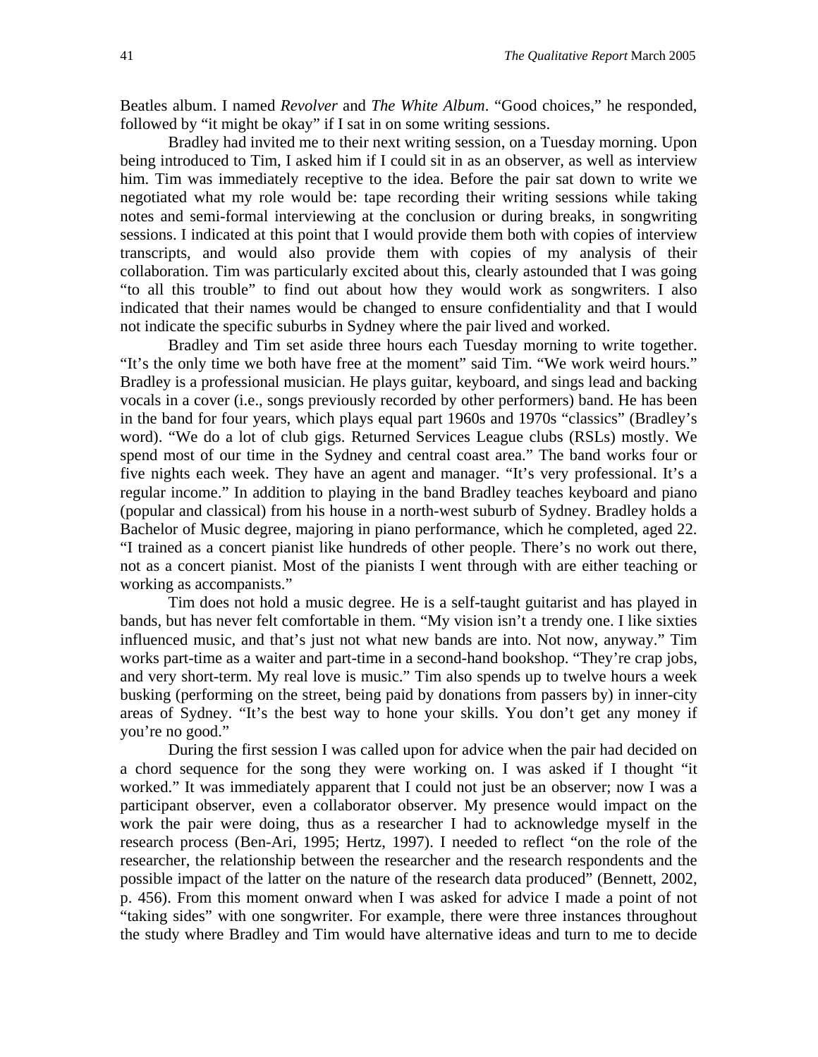Beatles album. I named *Revolver* and *The White Album*. "Good choices," he responded, followed by "it might be okay" if I sat in on some writing sessions.

Bradley had invited me to their next writing session, on a Tuesday morning. Upon being introduced to Tim, I asked him if I could sit in as an observer, as well as interview him. Tim was immediately receptive to the idea. Before the pair sat down to write we negotiated what my role would be: tape recording their writing sessions while taking notes and semi-formal interviewing at the conclusion or during breaks, in songwriting sessions. I indicated at this point that I would provide them both with copies of interview transcripts, and would also provide them with copies of my analysis of their collaboration. Tim was particularly excited about this, clearly astounded that I was going "to all this trouble" to find out about how they would work as songwriters. I also indicated that their names would be changed to ensure confidentiality and that I would not indicate the specific suburbs in Sydney where the pair lived and worked.

Bradley and Tim set aside three hours each Tuesday morning to write together. "It's the only time we both have free at the moment" said Tim. "We work weird hours." Bradley is a professional musician. He plays guitar, keyboard, and sings lead and backing vocals in a cover (i.e., songs previously recorded by other performers) band. He has been in the band for four years, which plays equal part 1960s and 1970s "classics" (Bradley's word). "We do a lot of club gigs. Returned Services League clubs (RSLs) mostly. We spend most of our time in the Sydney and central coast area." The band works four or five nights each week. They have an agent and manager. "It's very professional. It's a regular income." In addition to playing in the band Bradley teaches keyboard and piano (popular and classical) from his house in a north-west suburb of Sydney. Bradley holds a Bachelor of Music degree, majoring in piano performance, which he completed, aged 22. "I trained as a concert pianist like hundreds of other people. There's no work out there, not as a concert pianist. Most of the pianists I went through with are either teaching or working as accompanists."

Tim does not hold a music degree. He is a self-taught guitarist and has played in bands, but has never felt comfortable in them. "My vision isn't a trendy one. I like sixties influenced music, and that's just not what new bands are into. Not now, anyway." Tim works part-time as a waiter and part-time in a second-hand bookshop. "They're crap jobs, and very short-term. My real love is music." Tim also spends up to twelve hours a week busking (performing on the street, being paid by donations from passers by) in inner-city areas of Sydney. "It's the best way to hone your skills. You don't get any money if you're no good."

During the first session I was called upon for advice when the pair had decided on a chord sequence for the song they were working on. I was asked if I thought "it worked." It was immediately apparent that I could not just be an observer; now I was a participant observer, even a collaborator observer. My presence would impact on the work the pair were doing, thus as a researcher I had to acknowledge myself in the research process (Ben-Ari, 1995; Hertz, 1997). I needed to reflect "on the role of the researcher, the relationship between the researcher and the research respondents and the possible impact of the latter on the nature of the research data produced" (Bennett, 2002, p. 456). From this moment onward when I was asked for advice I made a point of not "taking sides" with one songwriter. For example, there were three instances throughout the study where Bradley and Tim would have alternative ideas and turn to me to decide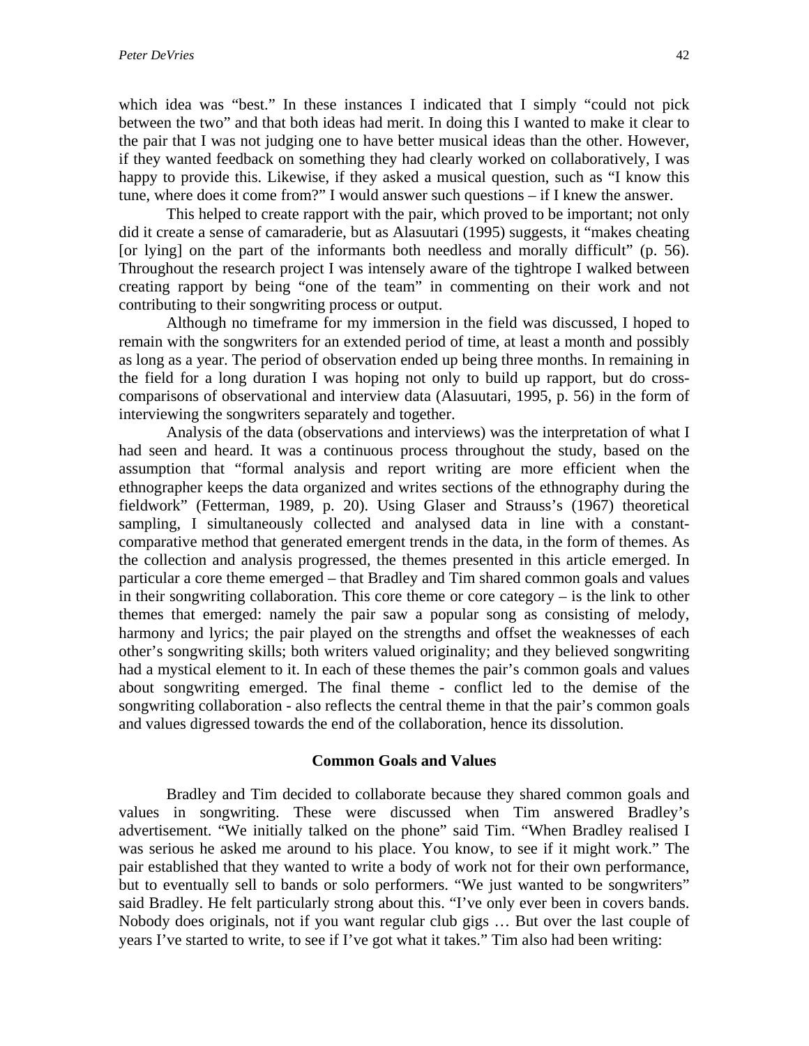which idea was "best." In these instances I indicated that I simply "could not pick between the two" and that both ideas had merit. In doing this I wanted to make it clear to the pair that I was not judging one to have better musical ideas than the other. However, if they wanted feedback on something they had clearly worked on collaboratively, I was happy to provide this. Likewise, if they asked a musical question, such as "I know this tune, where does it come from?" I would answer such questions – if I knew the answer.

This helped to create rapport with the pair, which proved to be important; not only did it create a sense of camaraderie, but as Alasuutari (1995) suggests, it "makes cheating [or lying] on the part of the informants both needless and morally difficult" (p. 56). Throughout the research project I was intensely aware of the tightrope I walked between creating rapport by being "one of the team" in commenting on their work and not contributing to their songwriting process or output.

Although no timeframe for my immersion in the field was discussed, I hoped to remain with the songwriters for an extended period of time, at least a month and possibly as long as a year. The period of observation ended up being three months. In remaining in the field for a long duration I was hoping not only to build up rapport, but do cross-comparisons of observational and interview data (Alasuutari, 1995, p. 56) in the form of interviewing the songwriters separately and together.

Analysis of the data (observations and interviews) was the interpretation of what I had seen and heard. It was a continuous process throughout the study, based on the assumption that "formal analysis and report writing are more efficient when the ethnographer keeps the data organized and writes sections of the ethnography during the fieldwork" (Fetterman, 1989, p. 20). Using Glaser and Strauss's (1967) theoretical sampling, I simultaneously collected and analysed data in line with a constant-comparative method that generated emergent trends in the data, in the form of themes. As the collection and analysis progressed, the themes presented in this article emerged. In particular a core theme emerged – that Bradley and Tim shared common goals and values in their songwriting collaboration. This core theme or core category – is the link to other themes that emerged: namely the pair saw a popular song as consisting of melody, harmony and lyrics; the pair played on the strengths and offset the weaknesses of each other's songwriting skills; both writers valued originality; and they believed songwriting had a mystical element to it. In each of these themes the pair's common goals and values about songwriting emerged. The final theme - conflict led to the demise of the songwriting collaboration - also reflects the central theme in that the pair's common goals and values digressed towards the end of the collaboration, hence its dissolution.

## Common Goals and Values

Bradley and Tim decided to collaborate because they shared common goals and values in songwriting. These were discussed when Tim answered Bradley's advertisement. "We initially talked on the phone" said Tim. "When Bradley realised I was serious he asked me around to his place. You know, to see if it might work." The pair established that they wanted to write a body of work not for their own performance, but to eventually sell to bands or solo performers. "We just wanted to be songwriters" said Bradley. He felt particularly strong about this. "I've only ever been in covers bands. Nobody does originals, not if you want regular club gigs … But over the last couple of years I've started to write, to see if I've got what it takes." Tim also had been writing: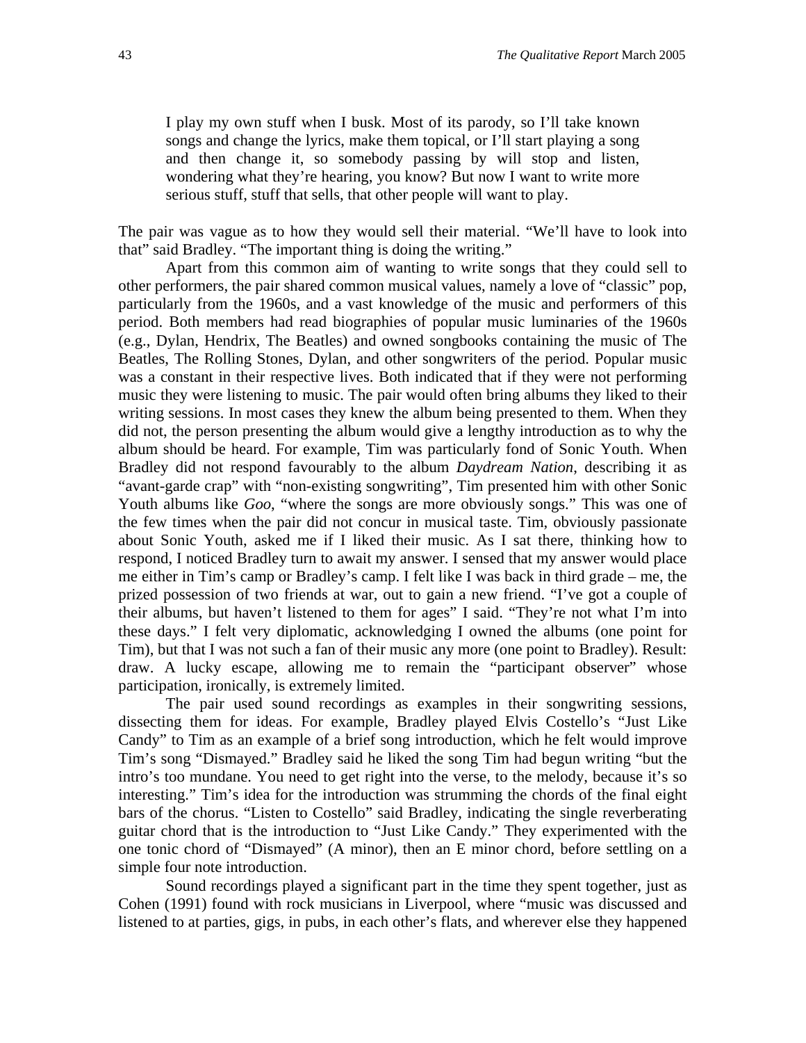> I play my own stuff when I busk. Most of its parody, so I'll take known songs and change the lyrics, make them topical, or I'll start playing a song and then change it, so somebody passing by will stop and listen, wondering what they're hearing, you know? But now I want to write more serious stuff, stuff that sells, that other people will want to play.

The pair was vague as to how they would sell their material. "We'll have to look into that" said Bradley. "The important thing is doing the writing."

Apart from this common aim of wanting to write songs that they could sell to other performers, the pair shared common musical values, namely a love of "classic" pop, particularly from the 1960s, and a vast knowledge of the music and performers of this period. Both members had read biographies of popular music luminaries of the 1960s (e.g., Dylan, Hendrix, The Beatles) and owned songbooks containing the music of The Beatles, The Rolling Stones, Dylan, and other songwriters of the period. Popular music was a constant in their respective lives. Both indicated that if they were not performing music they were listening to music. The pair would often bring albums they liked to their writing sessions. In most cases they knew the album being presented to them. When they did not, the person presenting the album would give a lengthy introduction as to why the album should be heard. For example, Tim was particularly fond of Sonic Youth. When Bradley did not respond favourably to the album *Daydream Nation*, describing it as "avant-garde crap" with "non-existing songwriting", Tim presented him with other Sonic Youth albums like *Goo*, "where the songs are more obviously songs." This was one of the few times when the pair did not concur in musical taste. Tim, obviously passionate about Sonic Youth, asked me if I liked their music. As I sat there, thinking how to respond, I noticed Bradley turn to await my answer. I sensed that my answer would place me either in Tim's camp or Bradley's camp. I felt like I was back in third grade – me, the prized possession of two friends at war, out to gain a new friend. "I've got a couple of their albums, but haven't listened to them for ages" I said. "They're not what I'm into these days." I felt very diplomatic, acknowledging I owned the albums (one point for Tim), but that I was not such a fan of their music any more (one point to Bradley). Result: draw. A lucky escape, allowing me to remain the "participant observer" whose participation, ironically, is extremely limited.

The pair used sound recordings as examples in their songwriting sessions, dissecting them for ideas. For example, Bradley played Elvis Costello's "Just Like Candy" to Tim as an example of a brief song introduction, which he felt would improve Tim's song "Dismayed." Bradley said he liked the song Tim had begun writing "but the intro's too mundane. You need to get right into the verse, to the melody, because it's so interesting." Tim's idea for the introduction was strumming the chords of the final eight bars of the chorus. "Listen to Costello" said Bradley, indicating the single reverberating guitar chord that is the introduction to "Just Like Candy." They experimented with the one tonic chord of "Dismayed" (A minor), then an E minor chord, before settling on a simple four note introduction.

Sound recordings played a significant part in the time they spent together, just as Cohen (1991) found with rock musicians in Liverpool, where "music was discussed and listened to at parties, gigs, in pubs, in each other's flats, and wherever else they happened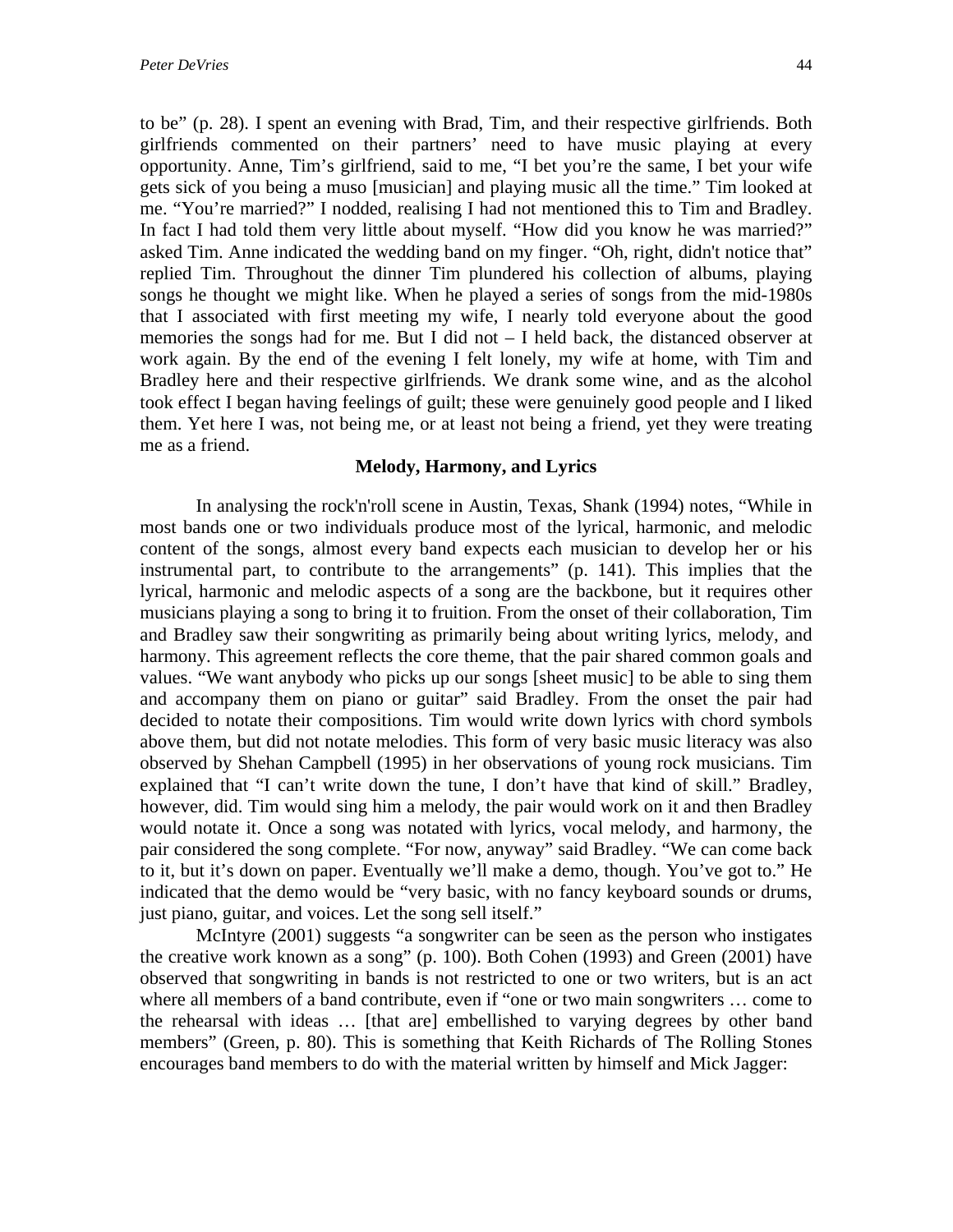to be" (p. 28). I spent an evening with Brad, Tim, and their respective girlfriends. Both girlfriends commented on their partners' need to have music playing at every opportunity. Anne, Tim's girlfriend, said to me, "I bet you're the same, I bet your wife gets sick of you being a muso [musician] and playing music all the time." Tim looked at me. "You're married?" I nodded, realising I had not mentioned this to Tim and Bradley. In fact I had told them very little about myself. "How did you know he was married?" asked Tim. Anne indicated the wedding band on my finger. "Oh, right, didn't notice that" replied Tim. Throughout the dinner Tim plundered his collection of albums, playing songs he thought we might like. When he played a series of songs from the mid-1980s that I associated with first meeting my wife, I nearly told everyone about the good memories the songs had for me. But I did not – I held back, the distanced observer at work again. By the end of the evening I felt lonely, my wife at home, with Tim and Bradley here and their respective girlfriends. We drank some wine, and as the alcohol took effect I began having feelings of guilt; these were genuinely good people and I liked them. Yet here I was, not being me, or at least not being a friend, yet they were treating me as a friend.

## Melody, Harmony, and Lyrics

In analysing the rock'n'roll scene in Austin, Texas, Shank (1994) notes, "While in most bands one or two individuals produce most of the lyrical, harmonic, and melodic content of the songs, almost every band expects each musician to develop her or his instrumental part, to contribute to the arrangements" (p. 141). This implies that the lyrical, harmonic and melodic aspects of a song are the backbone, but it requires other musicians playing a song to bring it to fruition. From the onset of their collaboration, Tim and Bradley saw their songwriting as primarily being about writing lyrics, melody, and harmony. This agreement reflects the core theme, that the pair shared common goals and values. "We want anybody who picks up our songs [sheet music] to be able to sing them and accompany them on piano or guitar" said Bradley. From the onset the pair had decided to notate their compositions. Tim would write down lyrics with chord symbols above them, but did not notate melodies. This form of very basic music literacy was also observed by Shehan Campbell (1995) in her observations of young rock musicians. Tim explained that "I can't write down the tune, I don't have that kind of skill." Bradley, however, did. Tim would sing him a melody, the pair would work on it and then Bradley would notate it. Once a song was notated with lyrics, vocal melody, and harmony, the pair considered the song complete. "For now, anyway" said Bradley. "We can come back to it, but it's down on paper. Eventually we'll make a demo, though. You've got to." He indicated that the demo would be "very basic, with no fancy keyboard sounds or drums, just piano, guitar, and voices. Let the song sell itself."

McIntyre (2001) suggests "a songwriter can be seen as the person who instigates the creative work known as a song" (p. 100). Both Cohen (1993) and Green (2001) have observed that songwriting in bands is not restricted to one or two writers, but is an act where all members of a band contribute, even if "one or two main songwriters … come to the rehearsal with ideas … [that are] embellished to varying degrees by other band members" (Green, p. 80). This is something that Keith Richards of The Rolling Stones encourages band members to do with the material written by himself and Mick Jagger: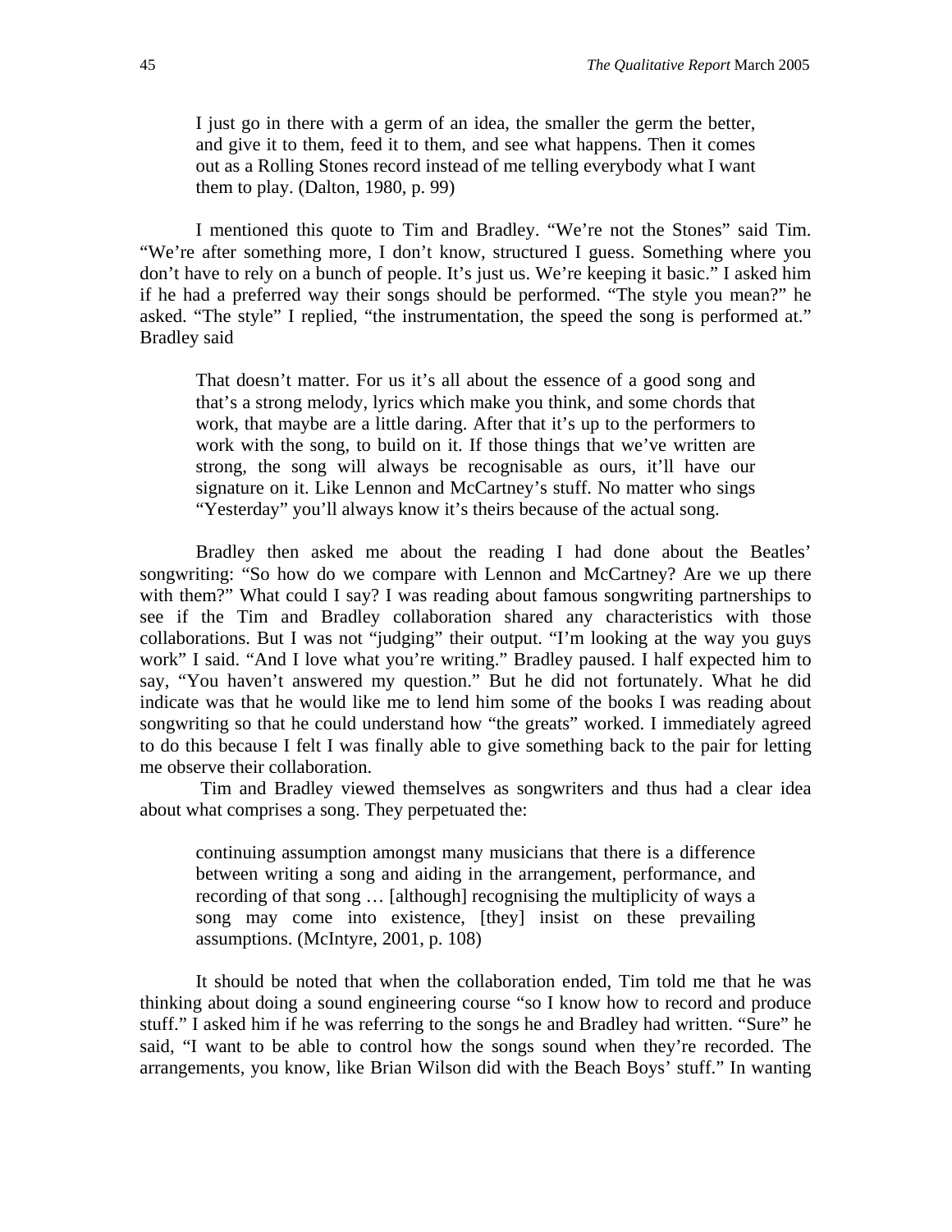> I just go in there with a germ of an idea, the smaller the germ the better, and give it to them, feed it to them, and see what happens. Then it comes out as a Rolling Stones record instead of me telling everybody what I want them to play. (Dalton, 1980, p. 99)

I mentioned this quote to Tim and Bradley. "We're not the Stones" said Tim. "We're after something more, I don't know, structured I guess. Something where you don't have to rely on a bunch of people. It's just us. We're keeping it basic." I asked him if he had a preferred way their songs should be performed. "The style you mean?" he asked. "The style" I replied, "the instrumentation, the speed the song is performed at." Bradley said

> That doesn't matter. For us it's all about the essence of a good song and that's a strong melody, lyrics which make you think, and some chords that work, that maybe are a little daring. After that it's up to the performers to work with the song, to build on it. If those things that we've written are strong, the song will always be recognisable as ours, it'll have our signature on it. Like Lennon and McCartney's stuff. No matter who sings "Yesterday" you'll always know it's theirs because of the actual song.

Bradley then asked me about the reading I had done about the Beatles' songwriting: "So how do we compare with Lennon and McCartney? Are we up there with them?" What could I say? I was reading about famous songwriting partnerships to see if the Tim and Bradley collaboration shared any characteristics with those collaborations. But I was not "judging" their output. "I'm looking at the way you guys work" I said. "And I love what you're writing." Bradley paused. I half expected him to say, "You haven't answered my question." But he did not fortunately. What he did indicate was that he would like me to lend him some of the books I was reading about songwriting so that he could understand how "the greats" worked. I immediately agreed to do this because I felt I was finally able to give something back to the pair for letting me observe their collaboration.

Tim and Bradley viewed themselves as songwriters and thus had a clear idea about what comprises a song. They perpetuated the:

> continuing assumption amongst many musicians that there is a difference between writing a song and aiding in the arrangement, performance, and recording of that song … [although] recognising the multiplicity of ways a song may come into existence, [they] insist on these prevailing assumptions. (McIntyre, 2001, p. 108)

It should be noted that when the collaboration ended, Tim told me that he was thinking about doing a sound engineering course "so I know how to record and produce stuff." I asked him if he was referring to the songs he and Bradley had written. "Sure" he said, "I want to be able to control how the songs sound when they're recorded. The arrangements, you know, like Brian Wilson did with the Beach Boys' stuff." In wanting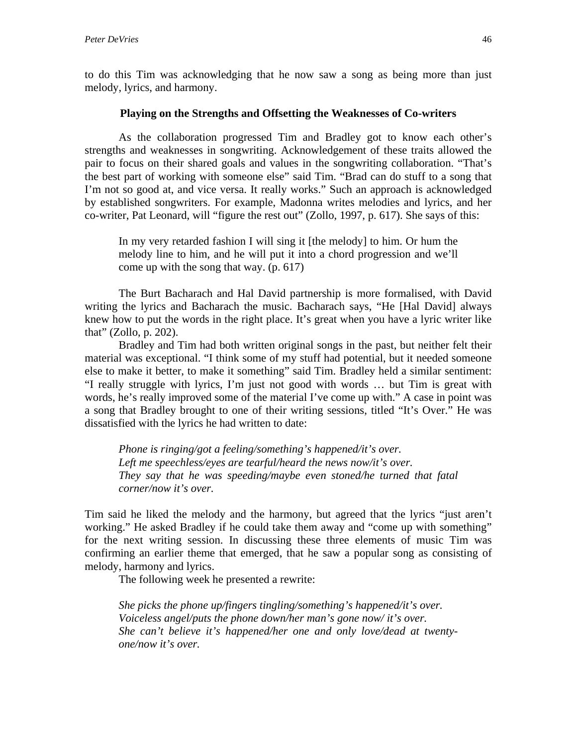to do this Tim was acknowledging that he now saw a song as being more than just melody, lyrics, and harmony.

### Playing on the Strengths and Offsetting the Weaknesses of Co-writers

As the collaboration progressed Tim and Bradley got to know each other's strengths and weaknesses in songwriting. Acknowledgement of these traits allowed the pair to focus on their shared goals and values in the songwriting collaboration. "That's the best part of working with someone else" said Tim. "Brad can do stuff to a song that I'm not so good at, and vice versa. It really works." Such an approach is acknowledged by established songwriters. For example, Madonna writes melodies and lyrics, and her co-writer, Pat Leonard, will "figure the rest out" (Zollo, 1997, p. 617). She says of this:

> In my very retarded fashion I will sing it [the melody] to him. Or hum the melody line to him, and he will put it into a chord progression and we'll come up with the song that way. (p. 617)

The Burt Bacharach and Hal David partnership is more formalised, with David writing the lyrics and Bacharach the music. Bacharach says, "He [Hal David] always knew how to put the words in the right place. It's great when you have a lyric writer like that" (Zollo, p. 202).

Bradley and Tim had both written original songs in the past, but neither felt their material was exceptional. "I think some of my stuff had potential, but it needed someone else to make it better, to make it something" said Tim. Bradley held a similar sentiment: "I really struggle with lyrics, I'm just not good with words … but Tim is great with words, he's really improved some of the material I've come up with." A case in point was a song that Bradley brought to one of their writing sessions, titled "It's Over." He was dissatisfied with the lyrics he had written to date:

> *Phone is ringing/got a feeling/something's happened/it's over.*
> *Left me speechless/eyes are tearful/heard the news now/it's over.*
> *They say that he was speeding/maybe even stoned/he turned that fatal corner/now it's over.*

Tim said he liked the melody and the harmony, but agreed that the lyrics "just aren't working." He asked Bradley if he could take them away and "come up with something" for the next writing session. In discussing these three elements of music Tim was confirming an earlier theme that emerged, that he saw a popular song as consisting of melody, harmony and lyrics.

The following week he presented a rewrite:

> *She picks the phone up/fingers tingling/something's happened/it's over.*
> *Voiceless angel/puts the phone down/her man's gone now/ it's over.*
> *She can't believe it's happened/her one and only love/dead at twenty-one/now it's over.*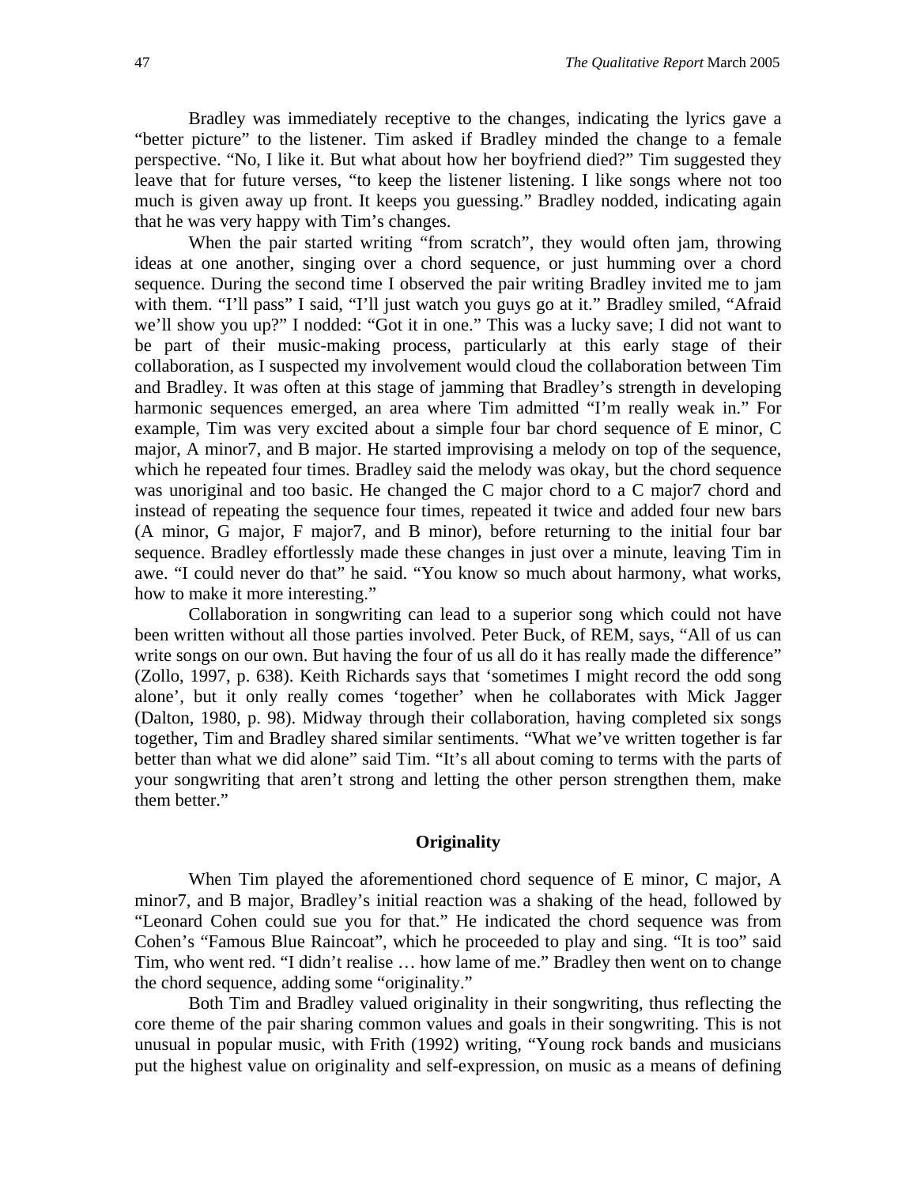Bradley was immediately receptive to the changes, indicating the lyrics gave a "better picture" to the listener. Tim asked if Bradley minded the change to a female perspective. "No, I like it. But what about how her boyfriend died?" Tim suggested they leave that for future verses, "to keep the listener listening. I like songs where not too much is given away up front. It keeps you guessing." Bradley nodded, indicating again that he was very happy with Tim's changes.

When the pair started writing "from scratch", they would often jam, throwing ideas at one another, singing over a chord sequence, or just humming over a chord sequence. During the second time I observed the pair writing Bradley invited me to jam with them. "I'll pass" I said, "I'll just watch you guys go at it." Bradley smiled, "Afraid we'll show you up?" I nodded: "Got it in one." This was a lucky save; I did not want to be part of their music-making process, particularly at this early stage of their collaboration, as I suspected my involvement would cloud the collaboration between Tim and Bradley. It was often at this stage of jamming that Bradley's strength in developing harmonic sequences emerged, an area where Tim admitted "I'm really weak in." For example, Tim was very excited about a simple four bar chord sequence of E minor, C major, A minor7, and B major. He started improvising a melody on top of the sequence, which he repeated four times. Bradley said the melody was okay, but the chord sequence was unoriginal and too basic. He changed the C major chord to a C major7 chord and instead of repeating the sequence four times, repeated it twice and added four new bars (A minor, G major, F major7, and B minor), before returning to the initial four bar sequence. Bradley effortlessly made these changes in just over a minute, leaving Tim in awe. "I could never do that" he said. "You know so much about harmony, what works, how to make it more interesting."

Collaboration in songwriting can lead to a superior song which could not have been written without all those parties involved. Peter Buck, of REM, says, "All of us can write songs on our own. But having the four of us all do it has really made the difference" (Zollo, 1997, p. 638). Keith Richards says that 'sometimes I might record the odd song alone', but it only really comes 'together' when he collaborates with Mick Jagger (Dalton, 1980, p. 98). Midway through their collaboration, having completed six songs together, Tim and Bradley shared similar sentiments. "What we've written together is far better than what we did alone" said Tim. "It's all about coming to terms with the parts of your songwriting that aren't strong and letting the other person strengthen them, make them better."

## Originality

When Tim played the aforementioned chord sequence of E minor, C major, A minor7, and B major, Bradley's initial reaction was a shaking of the head, followed by "Leonard Cohen could sue you for that." He indicated the chord sequence was from Cohen's "Famous Blue Raincoat", which he proceeded to play and sing. "It is too" said Tim, who went red. "I didn't realise … how lame of me." Bradley then went on to change the chord sequence, adding some "originality."

Both Tim and Bradley valued originality in their songwriting, thus reflecting the core theme of the pair sharing common values and goals in their songwriting. This is not unusual in popular music, with Frith (1992) writing, "Young rock bands and musicians put the highest value on originality and self-expression, on music as a means of defining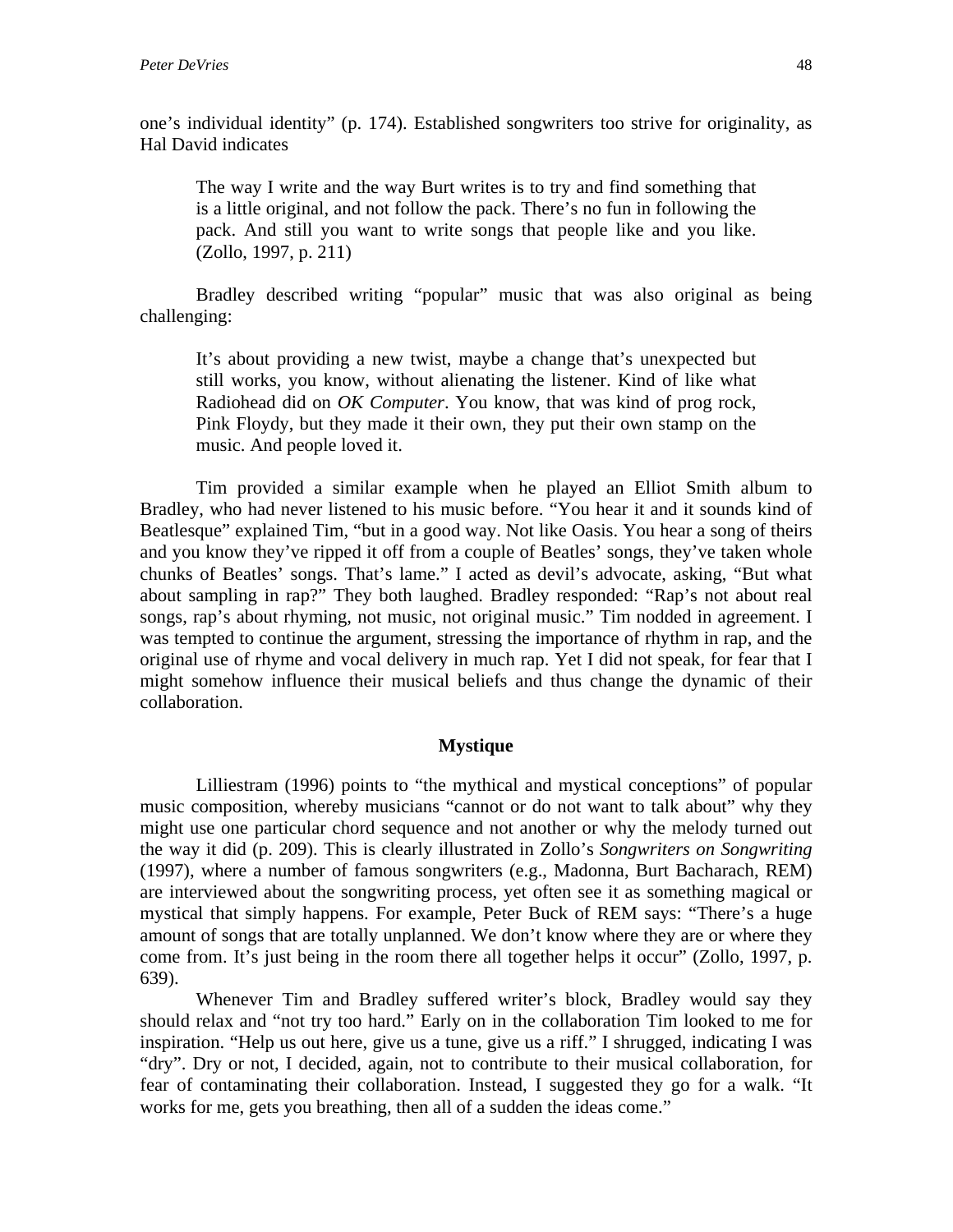one's individual identity" (p. 174). Established songwriters too strive for originality, as Hal David indicates

> The way I write and the way Burt writes is to try and find something that is a little original, and not follow the pack. There's no fun in following the pack. And still you want to write songs that people like and you like. (Zollo, 1997, p. 211)

Bradley described writing "popular" music that was also original as being challenging:

> It's about providing a new twist, maybe a change that's unexpected but still works, you know, without alienating the listener. Kind of like what Radiohead did on *OK Computer*. You know, that was kind of prog rock, Pink Floydy, but they made it their own, they put their own stamp on the music. And people loved it.

Tim provided a similar example when he played an Elliot Smith album to Bradley, who had never listened to his music before. "You hear it and it sounds kind of Beatlesque" explained Tim, "but in a good way. Not like Oasis. You hear a song of theirs and you know they've ripped it off from a couple of Beatles' songs, they've taken whole chunks of Beatles' songs. That's lame." I acted as devil's advocate, asking, "But what about sampling in rap?" They both laughed. Bradley responded: "Rap's not about real songs, rap's about rhyming, not music, not original music." Tim nodded in agreement. I was tempted to continue the argument, stressing the importance of rhythm in rap, and the original use of rhyme and vocal delivery in much rap. Yet I did not speak, for fear that I might somehow influence their musical beliefs and thus change the dynamic of their collaboration.

## Mystique

Lilliestram (1996) points to "the mythical and mystical conceptions" of popular music composition, whereby musicians "cannot or do not want to talk about" why they might use one particular chord sequence and not another or why the melody turned out the way it did (p. 209). This is clearly illustrated in Zollo's *Songwriters on Songwriting* (1997), where a number of famous songwriters (e.g., Madonna, Burt Bacharach, REM) are interviewed about the songwriting process, yet often see it as something magical or mystical that simply happens. For example, Peter Buck of REM says: "There's a huge amount of songs that are totally unplanned. We don't know where they are or where they come from. It's just being in the room there all together helps it occur" (Zollo, 1997, p. 639).

Whenever Tim and Bradley suffered writer's block, Bradley would say they should relax and "not try too hard." Early on in the collaboration Tim looked to me for inspiration. "Help us out here, give us a tune, give us a riff." I shrugged, indicating I was "dry". Dry or not, I decided, again, not to contribute to their musical collaboration, for fear of contaminating their collaboration. Instead, I suggested they go for a walk. "It works for me, gets you breathing, then all of a sudden the ideas come."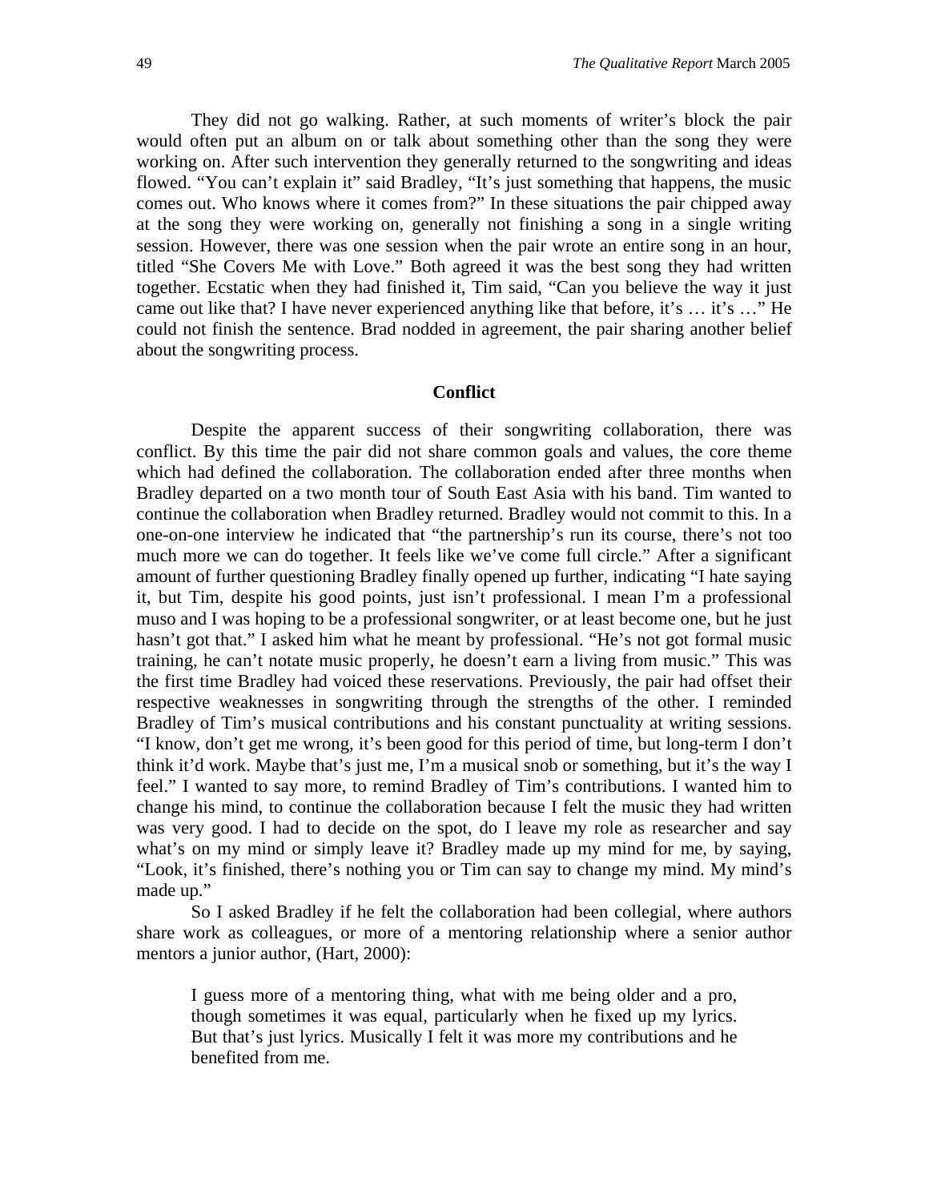They did not go walking. Rather, at such moments of writer's block the pair would often put an album on or talk about something other than the song they were working on. After such intervention they generally returned to the songwriting and ideas flowed. "You can't explain it" said Bradley, "It's just something that happens, the music comes out. Who knows where it comes from?" In these situations the pair chipped away at the song they were working on, generally not finishing a song in a single writing session. However, there was one session when the pair wrote an entire song in an hour, titled "She Covers Me with Love." Both agreed it was the best song they had written together. Ecstatic when they had finished it, Tim said, "Can you believe the way it just came out like that? I have never experienced anything like that before, it's … it's …" He could not finish the sentence. Brad nodded in agreement, the pair sharing another belief about the songwriting process.

### Conflict

Despite the apparent success of their songwriting collaboration, there was conflict. By this time the pair did not share common goals and values, the core theme which had defined the collaboration. The collaboration ended after three months when Bradley departed on a two month tour of South East Asia with his band. Tim wanted to continue the collaboration when Bradley returned. Bradley would not commit to this. In a one-on-one interview he indicated that "the partnership's run its course, there's not too much more we can do together. It feels like we've come full circle." After a significant amount of further questioning Bradley finally opened up further, indicating "I hate saying it, but Tim, despite his good points, just isn't professional. I mean I'm a professional muso and I was hoping to be a professional songwriter, or at least become one, but he just hasn't got that." I asked him what he meant by professional. "He's not got formal music training, he can't notate music properly, he doesn't earn a living from music." This was the first time Bradley had voiced these reservations. Previously, the pair had offset their respective weaknesses in songwriting through the strengths of the other. I reminded Bradley of Tim's musical contributions and his constant punctuality at writing sessions. "I know, don't get me wrong, it's been good for this period of time, but long-term I don't think it'd work. Maybe that's just me, I'm a musical snob or something, but it's the way I feel." I wanted to say more, to remind Bradley of Tim's contributions. I wanted him to change his mind, to continue the collaboration because I felt the music they had written was very good. I had to decide on the spot, do I leave my role as researcher and say what's on my mind or simply leave it? Bradley made up my mind for me, by saying, "Look, it's finished, there's nothing you or Tim can say to change my mind. My mind's made up."

So I asked Bradley if he felt the collaboration had been collegial, where authors share work as colleagues, or more of a mentoring relationship where a senior author mentors a junior author, (Hart, 2000):

> I guess more of a mentoring thing, what with me being older and a pro, though sometimes it was equal, particularly when he fixed up my lyrics. But that's just lyrics. Musically I felt it was more my contributions and he benefited from me.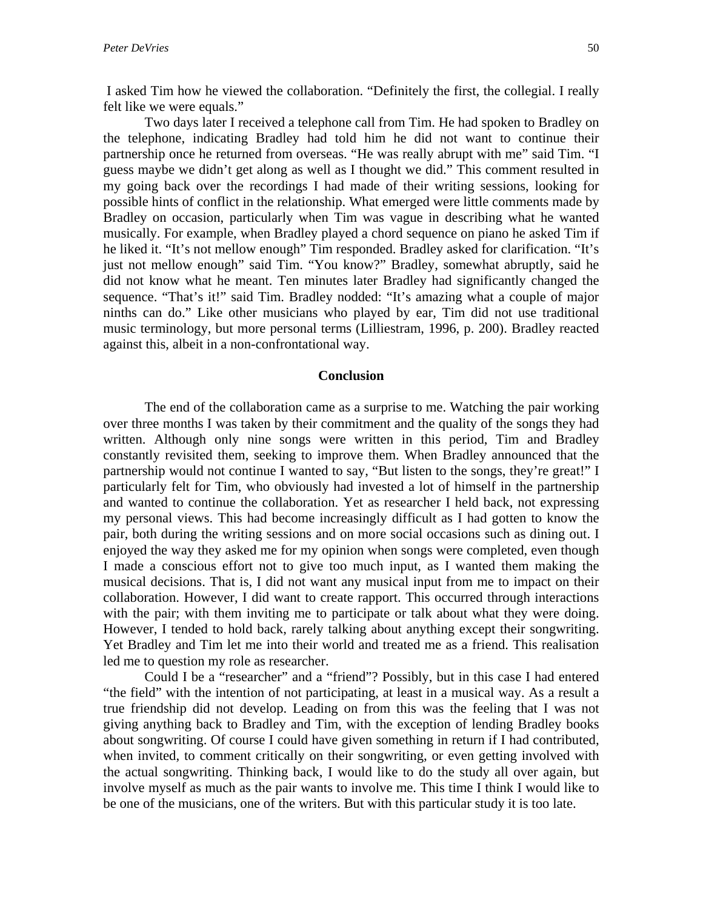I asked Tim how he viewed the collaboration. "Definitely the first, the collegial. I really felt like we were equals."

Two days later I received a telephone call from Tim. He had spoken to Bradley on the telephone, indicating Bradley had told him he did not want to continue their partnership once he returned from overseas. "He was really abrupt with me" said Tim. "I guess maybe we didn't get along as well as I thought we did." This comment resulted in my going back over the recordings I had made of their writing sessions, looking for possible hints of conflict in the relationship. What emerged were little comments made by Bradley on occasion, particularly when Tim was vague in describing what he wanted musically. For example, when Bradley played a chord sequence on piano he asked Tim if he liked it. "It's not mellow enough" Tim responded. Bradley asked for clarification. "It's just not mellow enough" said Tim. "You know?" Bradley, somewhat abruptly, said he did not know what he meant. Ten minutes later Bradley had significantly changed the sequence. "That's it!" said Tim. Bradley nodded: "It's amazing what a couple of major ninths can do." Like other musicians who played by ear, Tim did not use traditional music terminology, but more personal terms (Lilliestram, 1996, p. 200). Bradley reacted against this, albeit in a non-confrontational way.

## Conclusion

The end of the collaboration came as a surprise to me. Watching the pair working over three months I was taken by their commitment and the quality of the songs they had written. Although only nine songs were written in this period, Tim and Bradley constantly revisited them, seeking to improve them. When Bradley announced that the partnership would not continue I wanted to say, "But listen to the songs, they're great!" I particularly felt for Tim, who obviously had invested a lot of himself in the partnership and wanted to continue the collaboration. Yet as researcher I held back, not expressing my personal views. This had become increasingly difficult as I had gotten to know the pair, both during the writing sessions and on more social occasions such as dining out. I enjoyed the way they asked me for my opinion when songs were completed, even though I made a conscious effort not to give too much input, as I wanted them making the musical decisions. That is, I did not want any musical input from me to impact on their collaboration. However, I did want to create rapport. This occurred through interactions with the pair; with them inviting me to participate or talk about what they were doing. However, I tended to hold back, rarely talking about anything except their songwriting. Yet Bradley and Tim let me into their world and treated me as a friend. This realisation led me to question my role as researcher.

Could I be a "researcher" and a "friend"? Possibly, but in this case I had entered "the field" with the intention of not participating, at least in a musical way. As a result a true friendship did not develop. Leading on from this was the feeling that I was not giving anything back to Bradley and Tim, with the exception of lending Bradley books about songwriting. Of course I could have given something in return if I had contributed, when invited, to comment critically on their songwriting, or even getting involved with the actual songwriting. Thinking back, I would like to do the study all over again, but involve myself as much as the pair wants to involve me. This time I think I would like to be one of the musicians, one of the writers. But with this particular study it is too late.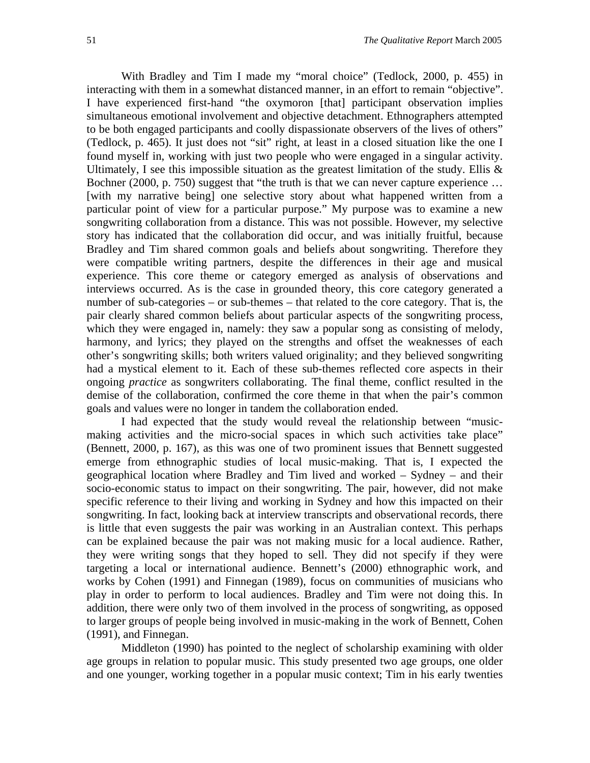With Bradley and Tim I made my "moral choice" (Tedlock, 2000, p. 455) in interacting with them in a somewhat distanced manner, in an effort to remain "objective". I have experienced first-hand "the oxymoron [that] participant observation implies simultaneous emotional involvement and objective detachment. Ethnographers attempted to be both engaged participants and coolly dispassionate observers of the lives of others" (Tedlock, p. 465). It just does not "sit" right, at least in a closed situation like the one I found myself in, working with just two people who were engaged in a singular activity. Ultimately, I see this impossible situation as the greatest limitation of the study. Ellis & Bochner (2000, p. 750) suggest that "the truth is that we can never capture experience … [with my narrative being] one selective story about what happened written from a particular point of view for a particular purpose." My purpose was to examine a new songwriting collaboration from a distance. This was not possible. However, my selective story has indicated that the collaboration did occur, and was initially fruitful, because Bradley and Tim shared common goals and beliefs about songwriting. Therefore they were compatible writing partners, despite the differences in their age and musical experience. This core theme or category emerged as analysis of observations and interviews occurred. As is the case in grounded theory, this core category generated a number of sub-categories – or sub-themes – that related to the core category. That is, the pair clearly shared common beliefs about particular aspects of the songwriting process, which they were engaged in, namely: they saw a popular song as consisting of melody, harmony, and lyrics; they played on the strengths and offset the weaknesses of each other's songwriting skills; both writers valued originality; and they believed songwriting had a mystical element to it. Each of these sub-themes reflected core aspects in their ongoing *practice* as songwriters collaborating. The final theme, conflict resulted in the demise of the collaboration, confirmed the core theme in that when the pair's common goals and values were no longer in tandem the collaboration ended.

I had expected that the study would reveal the relationship between "music-making activities and the micro-social spaces in which such activities take place" (Bennett, 2000, p. 167), as this was one of two prominent issues that Bennett suggested emerge from ethnographic studies of local music-making. That is, I expected the geographical location where Bradley and Tim lived and worked – Sydney – and their socio-economic status to impact on their songwriting. The pair, however, did not make specific reference to their living and working in Sydney and how this impacted on their songwriting. In fact, looking back at interview transcripts and observational records, there is little that even suggests the pair was working in an Australian context. This perhaps can be explained because the pair was not making music for a local audience. Rather, they were writing songs that they hoped to sell. They did not specify if they were targeting a local or international audience. Bennett's (2000) ethnographic work, and works by Cohen (1991) and Finnegan (1989), focus on communities of musicians who play in order to perform to local audiences. Bradley and Tim were not doing this. In addition, there were only two of them involved in the process of songwriting, as opposed to larger groups of people being involved in music-making in the work of Bennett, Cohen (1991), and Finnegan.

Middleton (1990) has pointed to the neglect of scholarship examining with older age groups in relation to popular music. This study presented two age groups, one older and one younger, working together in a popular music context; Tim in his early twenties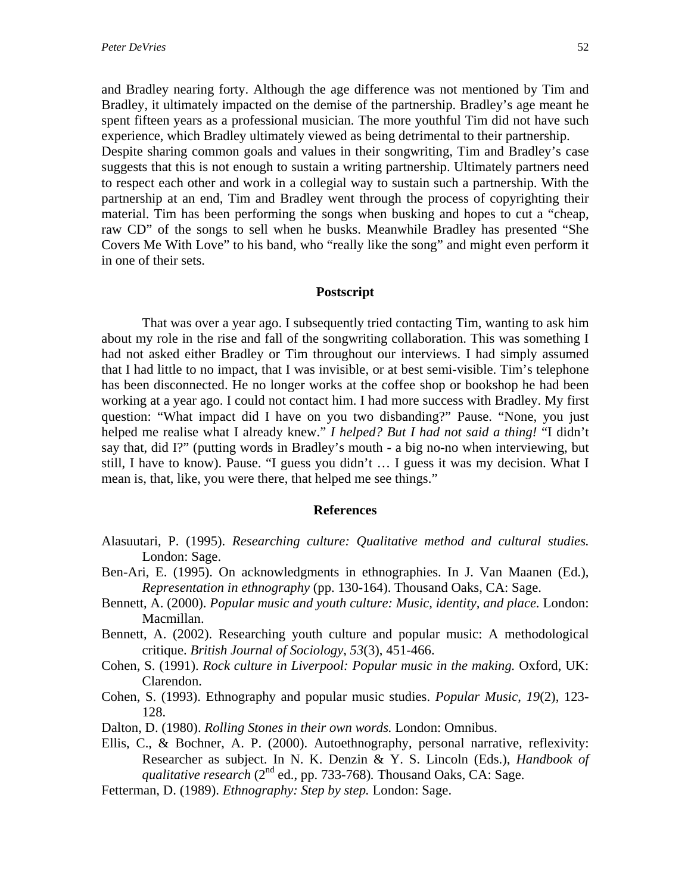and Bradley nearing forty. Although the age difference was not mentioned by Tim and Bradley, it ultimately impacted on the demise of the partnership. Bradley's age meant he spent fifteen years as a professional musician. The more youthful Tim did not have such experience, which Bradley ultimately viewed as being detrimental to their partnership.
Despite sharing common goals and values in their songwriting, Tim and Bradley's case suggests that this is not enough to sustain a writing partnership. Ultimately partners need to respect each other and work in a collegial way to sustain such a partnership. With the partnership at an end, Tim and Bradley went through the process of copyrighting their material. Tim has been performing the songs when busking and hopes to cut a "cheap, raw CD" of the songs to sell when he busks. Meanwhile Bradley has presented "She Covers Me With Love" to his band, who "really like the song" and might even perform it in one of their sets.

## Postscript

That was over a year ago. I subsequently tried contacting Tim, wanting to ask him about my role in the rise and fall of the songwriting collaboration. This was something I had not asked either Bradley or Tim throughout our interviews. I had simply assumed that I had little to no impact, that I was invisible, or at best semi-visible. Tim's telephone has been disconnected. He no longer works at the coffee shop or bookshop he had been working at a year ago. I could not contact him. I had more success with Bradley. My first question: "What impact did I have on you two disbanding?" Pause. "None, you just helped me realise what I already knew." *I helped? But I had not said a thing!* "I didn't say that, did I?" (putting words in Bradley's mouth - a big no-no when interviewing, but still, I have to know). Pause. "I guess you didn't … I guess it was my decision. What I mean is, that, like, you were there, that helped me see things."

## References

Alasuutari, P. (1995). *Researching culture: Qualitative method and cultural studies.* London: Sage.

Ben-Ari, E. (1995). On acknowledgments in ethnographies. In J. Van Maanen (Ed.), *Representation in ethnography* (pp. 130-164). Thousand Oaks, CA: Sage.

Bennett, A. (2000). *Popular music and youth culture: Music, identity, and place.* London: Macmillan.

Bennett, A. (2002). Researching youth culture and popular music: A methodological critique. *British Journal of Sociology*, *53*(3), 451-466.

Cohen, S. (1991). *Rock culture in Liverpool: Popular music in the making.* Oxford, UK: Clarendon.

Cohen, S. (1993). Ethnography and popular music studies. *Popular Music*, *19*(2), 123-128.

Dalton, D. (1980). *Rolling Stones in their own words.* London: Omnibus.

Ellis, C., & Bochner, A. P. (2000). Autoethnography, personal narrative, reflexivity: Researcher as subject. In N. K. Denzin & Y. S. Lincoln (Eds.), *Handbook of qualitative research* (2nd ed., pp. 733-768). Thousand Oaks, CA: Sage.

Fetterman, D. (1989). *Ethnography: Step by step.* London: Sage.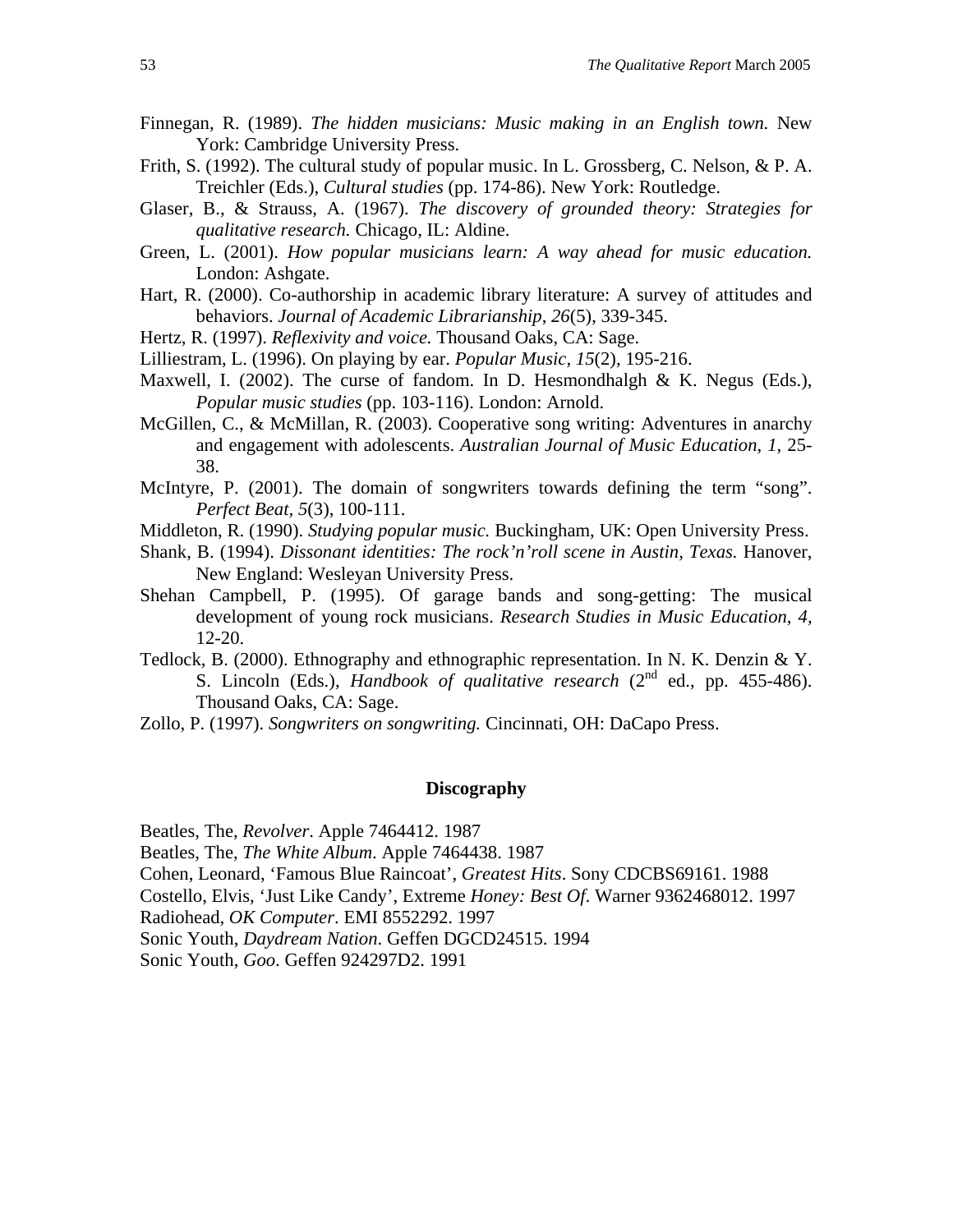Finnegan, R. (1989). *The hidden musicians: Music making in an English town.* New York: Cambridge University Press.

Frith, S. (1992). The cultural study of popular music. In L. Grossberg, C. Nelson, & P. A. Treichler (Eds.), *Cultural studies* (pp. 174-86). New York: Routledge.

Glaser, B., & Strauss, A. (1967). *The discovery of grounded theory: Strategies for qualitative research.* Chicago, IL: Aldine.

Green, L. (2001). *How popular musicians learn: A way ahead for music education.* London: Ashgate.

Hart, R. (2000). Co-authorship in academic library literature: A survey of attitudes and behaviors. *Journal of Academic Librarianship*, *26*(5), 339-345.

Hertz, R. (1997). *Reflexivity and voice.* Thousand Oaks, CA: Sage.

Lilliestram, L. (1996). On playing by ear. *Popular Music*, *15*(2), 195-216.

Maxwell, I. (2002). The curse of fandom. In D. Hesmondhalgh & K. Negus (Eds.), *Popular music studies* (pp. 103-116). London: Arnold.

McGillen, C., & McMillan, R. (2003). Cooperative song writing: Adventures in anarchy and engagement with adolescents. *Australian Journal of Music Education*, *1*, 25-38.

McIntyre, P. (2001). The domain of songwriters towards defining the term "song". *Perfect Beat*, *5*(3), 100-111.

Middleton, R. (1990). *Studying popular music.* Buckingham, UK: Open University Press.

Shank, B. (1994). *Dissonant identities: The rock'n'roll scene in Austin, Texas.* Hanover, New England: Wesleyan University Press.

Shehan Campbell, P. (1995). Of garage bands and song-getting: The musical development of young rock musicians. *Research Studies in Music Education*, *4,* 12-20.

Tedlock, B. (2000). Ethnography and ethnographic representation. In N. K. Denzin & Y. S. Lincoln (Eds.), *Handbook of qualitative research* (2nd ed., pp. 455-486). Thousand Oaks, CA: Sage.

Zollo, P. (1997). *Songwriters on songwriting.* Cincinnati, OH: DaCapo Press.

## Discography

Beatles, The, *Revolver*. Apple 7464412. 1987

Beatles, The, *The White Album*. Apple 7464438. 1987

Cohen, Leonard, 'Famous Blue Raincoat', *Greatest Hits*. Sony CDCBS69161. 1988

Costello, Elvis, 'Just Like Candy', Extreme *Honey: Best Of.* Warner 9362468012. 1997

Radiohead, *OK Computer*. EMI 8552292. 1997

Sonic Youth, *Daydream Nation*. Geffen DGCD24515. 1994

Sonic Youth, *Goo*. Geffen 924297D2. 1991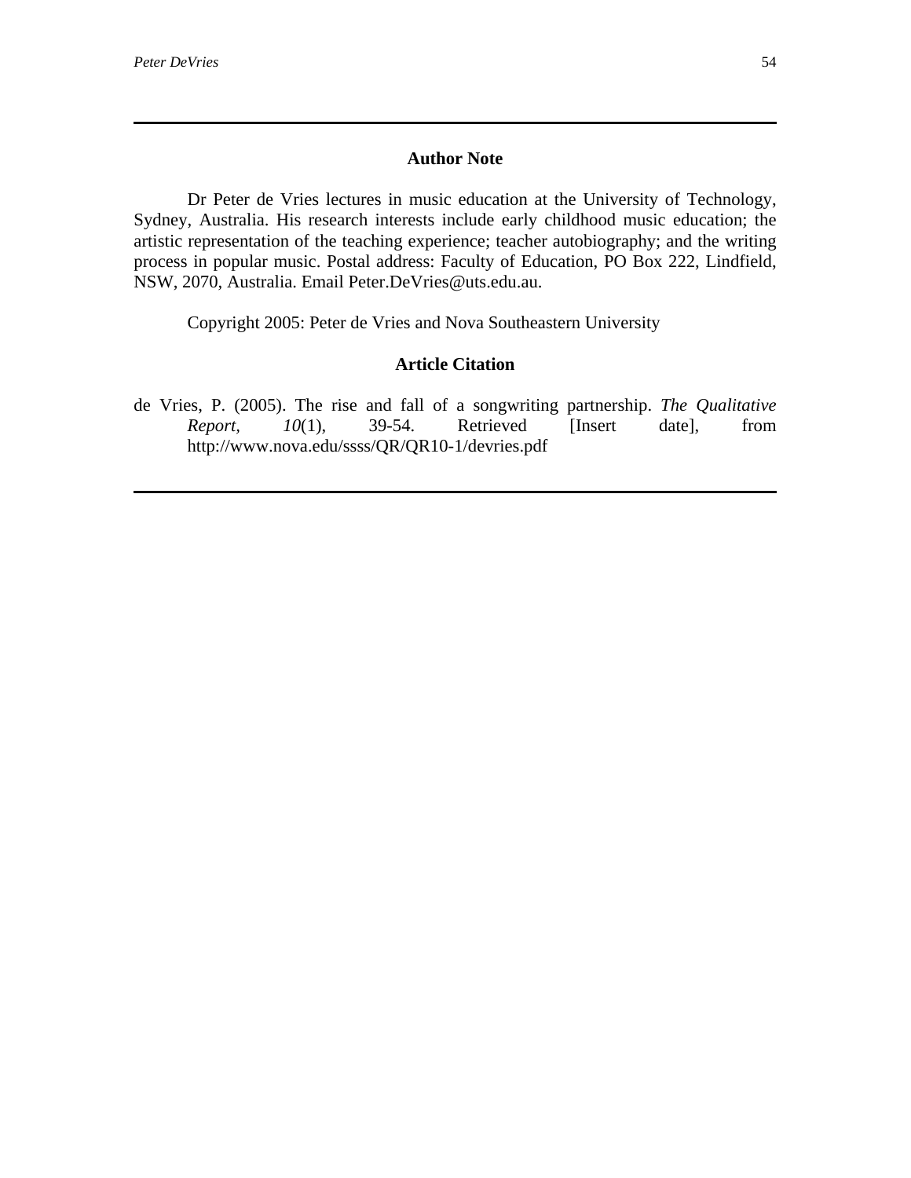## Author Note

Dr Peter de Vries lectures in music education at the University of Technology, Sydney, Australia. His research interests include early childhood music education; the artistic representation of the teaching experience; teacher autobiography; and the writing process in popular music. Postal address: Faculty of Education, PO Box 222, Lindfield, NSW, 2070, Australia. Email Peter.DeVries@uts.edu.au.

Copyright 2005: Peter de Vries and Nova Southeastern University

## Article Citation

de Vries, P. (2005). The rise and fall of a songwriting partnership. *The Qualitative Report, 10*(1), 39-54. Retrieved [Insert date], from http://www.nova.edu/ssss/QR/QR10-1/devries.pdf